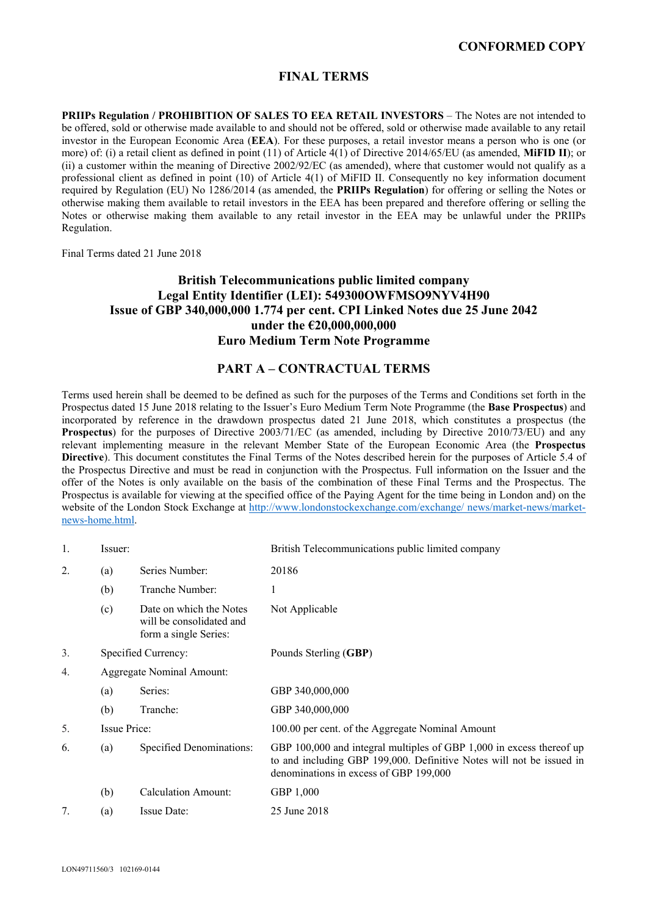**CONFORMED COPY**

# FINAL TERMS

**PRIIPs Regulation / PROHIBITION OF SALES TO EEA RETAIL INVESTORS** – The Notes are not intended to be offered, sold or otherwise made available to and should not be offered, sold or otherwise made available to any retail investor in the European Economic Area (**EEA**). For these purposes, a retail investor means a person who is one (or more) of: (i) a retail client as defined in point (11) of Article 4(1) of Directive 2014/65/EU (as amended, **MiFID II**); or (ii) a customer within the meaning of Directive 2002/92/EC (as amended), where that customer would not qualify as a professional client as defined in point (10) of Article 4(1) of MiFID II. Consequently no key information document required by Regulation (EU) No 1286/2014 (as amended, the **PRIIPs Regulation**) for offering or selling the Notes or otherwise making them available to retail investors in the EEA has been prepared and therefore offering or selling the Notes or otherwise making them available to any retail investor in the EEA may be unlawful under the PRIIPs Regulation.

Final Terms dated 21 June 2018

**British Telecommunications public limited company**
**Legal Entity Identifier (LEI): 549300OWFMSO9NYV4H90**
**Issue of GBP 340,000,000 1.774 per cent. CPI Linked Notes due 25 June 2042**
**under the €20,000,000,000**
**Euro Medium Term Note Programme**

## PART A – CONTRACTUAL TERMS

Terms used herein shall be deemed to be defined as such for the purposes of the Terms and Conditions set forth in the Prospectus dated 15 June 2018 relating to the Issuer's Euro Medium Term Note Programme (the **Base Prospectus**) and incorporated by reference in the drawdown prospectus dated 21 June 2018, which constitutes a prospectus (the **Prospectus**) for the purposes of Directive 2003/71/EC (as amended, including by Directive 2010/73/EU) and any relevant implementing measure in the relevant Member State of the European Economic Area (the **Prospectus Directive**). This document constitutes the Final Terms of the Notes described herein for the purposes of Article 5.4 of the Prospectus Directive and must be read in conjunction with the Prospectus. Full information on the Issuer and the offer of the Notes is only available on the basis of the combination of these Final Terms and the Prospectus. The Prospectus is available for viewing at the specified office of the Paying Agent for the time being in London and) on the website of the London Stock Exchange at http://www.londonstockexchange.com/exchange/ news/market-news/market-news-home.html.

| | | | |
|---|---|---|---|
| 1. | Issuer: | | British Telecommunications public limited company |
| 2. | (a) | Series Number: | 20186 |
| | (b) | Tranche Number: | 1 |
| | (c) | Date on which the Notes will be consolidated and form a single Series: | Not Applicable |
| 3. | Specified Currency: | | Pounds Sterling (**GBP**) |
| 4. | Aggregate Nominal Amount: | | |
| | (a) | Series: | GBP 340,000,000 |
| | (b) | Tranche: | GBP 340,000,000 |
| 5. | Issue Price: | | 100.00 per cent. of the Aggregate Nominal Amount |
| 6. | (a) | Specified Denominations: | GBP 100,000 and integral multiples of GBP 1,000 in excess thereof up to and including GBP 199,000. Definitive Notes will not be issued in denominations in excess of GBP 199,000 |
| | (b) | Calculation Amount: | GBP 1,000 |
| 7. | (a) | Issue Date: | 25 June 2018 |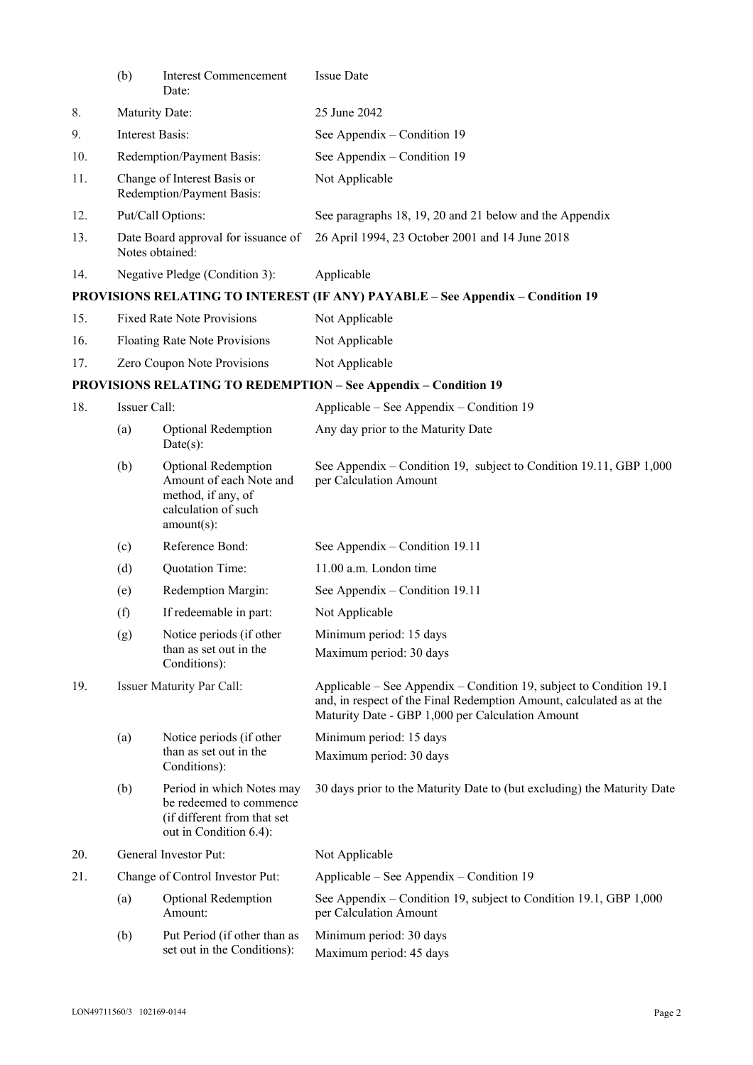| | | | |
|---|---|---|---|
| | (b) | Interest Commencement Date: | Issue Date |
| 8. | Maturity Date: | | 25 June 2042 |
| 9. | Interest Basis: | | See Appendix – Condition 19 |
| 10. | Redemption/Payment Basis: | | See Appendix – Condition 19 |
| 11. | Change of Interest Basis or Redemption/Payment Basis: | | Not Applicable |
| 12. | Put/Call Options: | | See paragraphs 18, 19, 20 and 21 below and the Appendix |
| 13. | Date Board approval for issuance of Notes obtained: | | 26 April 1994, 23 October 2001 and 14 June 2018 |
| 14. | Negative Pledge (Condition 3): | | Applicable |

**PROVISIONS RELATING TO INTEREST (IF ANY) PAYABLE – See Appendix – Condition 19**

| | | | |
|---|---|---|---|
| 15. | Fixed Rate Note Provisions | | Not Applicable |
| 16. | Floating Rate Note Provisions | | Not Applicable |
| 17. | Zero Coupon Note Provisions | | Not Applicable |

**PROVISIONS RELATING TO REDEMPTION – See Appendix – Condition 19**

| | | | |
|---|---|---|---|
| 18. | Issuer Call: | | Applicable – See Appendix – Condition 19 |
| | (a) | Optional Redemption Date(s): | Any day prior to the Maturity Date |
| | (b) | Optional Redemption Amount of each Note and method, if any, of calculation of such amount(s): | See Appendix – Condition 19, subject to Condition 19.11, GBP 1,000 per Calculation Amount |
| | (c) | Reference Bond: | See Appendix – Condition 19.11 |
| | (d) | Quotation Time: | 11.00 a.m. London time |
| | (e) | Redemption Margin: | See Appendix – Condition 19.11 |
| | (f) | If redeemable in part: | Not Applicable |
| | (g) | Notice periods (if other than as set out in the Conditions): | Minimum period: 15 days<br>Maximum period: 30 days |
| 19. | Issuer Maturity Par Call: | | Applicable – See Appendix – Condition 19, subject to Condition 19.1 and, in respect of the Final Redemption Amount, calculated as at the Maturity Date - GBP 1,000 per Calculation Amount |
| | (a) | Notice periods (if other than as set out in the Conditions): | Minimum period: 15 days<br>Maximum period: 30 days |
| | (b) | Period in which Notes may be redeemed to commence (if different from that set out in Condition 6.4): | 30 days prior to the Maturity Date to (but excluding) the Maturity Date |
| 20. | General Investor Put: | | Not Applicable |
| 21. | Change of Control Investor Put: | | Applicable – See Appendix – Condition 19 |
| | (a) | Optional Redemption Amount: | See Appendix – Condition 19, subject to Condition 19.1, GBP 1,000 per Calculation Amount |
| | (b) | Put Period (if other than as set out in the Conditions): | Minimum period: 30 days<br>Maximum period: 45 days |

LON49711560/3 102169-0144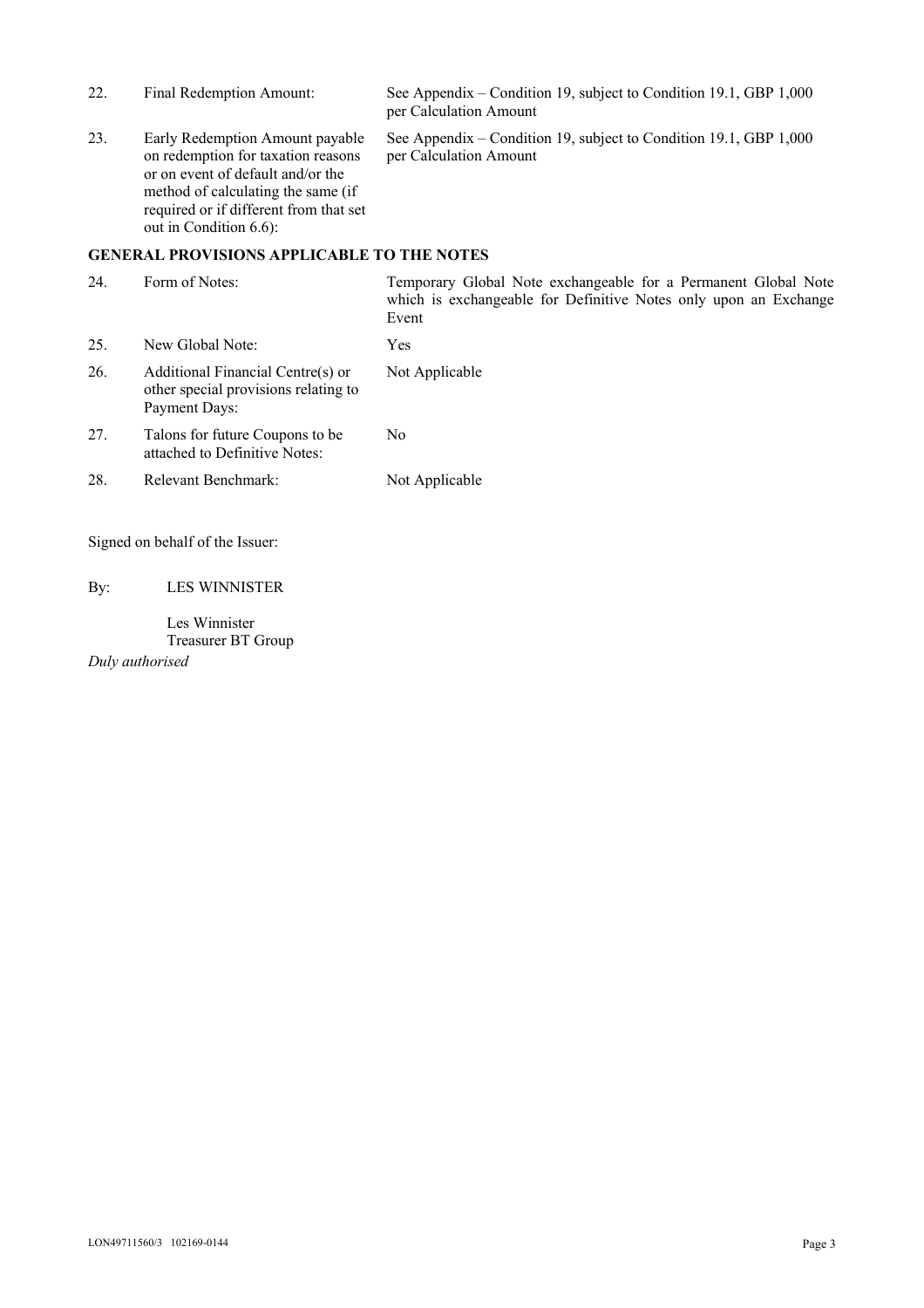| | | |
|---|---|---|
| 22. | Final Redemption Amount: | See Appendix – Condition 19, subject to Condition 19.1, GBP 1,000 per Calculation Amount |
| 23. | Early Redemption Amount payable on redemption for taxation reasons or on event of default and/or the method of calculating the same (if required or if different from that set out in Condition 6.6): | See Appendix – Condition 19, subject to Condition 19.1, GBP 1,000 per Calculation Amount |

**GENERAL PROVISIONS APPLICABLE TO THE NOTES**

| | | |
|---|---|---|
| 24. | Form of Notes: | Temporary Global Note exchangeable for a Permanent Global Note which is exchangeable for Definitive Notes only upon an Exchange Event |
| 25. | New Global Note: | Yes |
| 26. | Additional Financial Centre(s) or other special provisions relating to Payment Days: | Not Applicable |
| 27. | Talons for future Coupons to be attached to Definitive Notes: | No |
| 28. | Relevant Benchmark: | Not Applicable |

Signed on behalf of the Issuer:

By: LES WINNISTER

Les Winnister
Treasurer BT Group

*Duly authorised*

LON49711560/3 102169-0144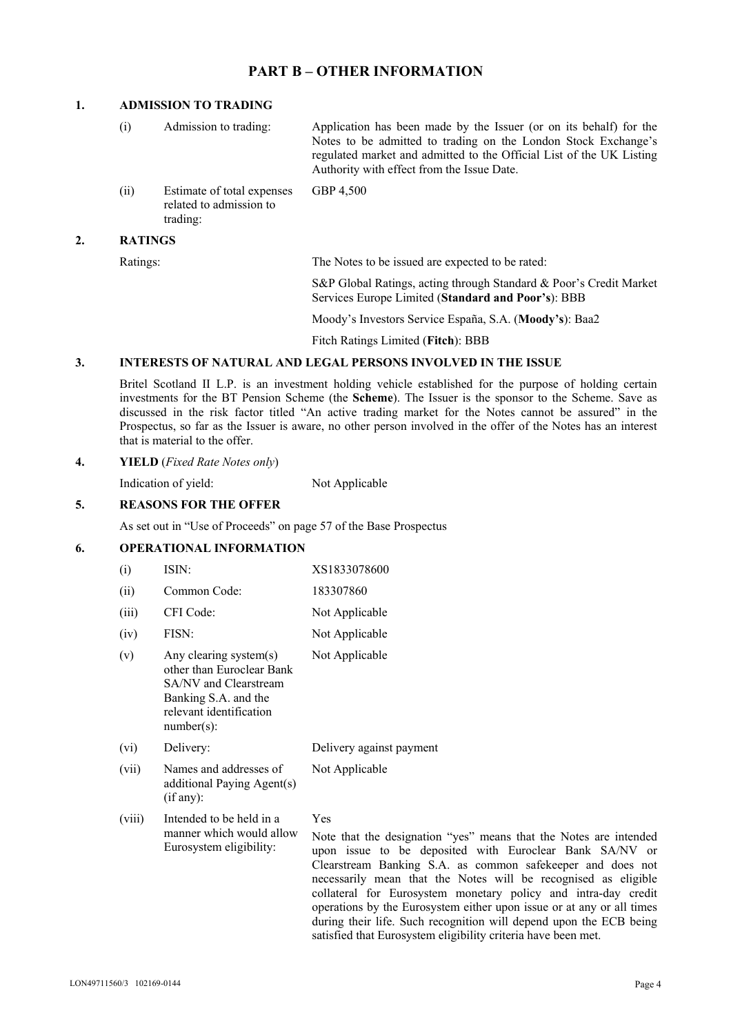# PART B – OTHER INFORMATION

## 1. ADMISSION TO TRADING

| | | |
|---|---|---|
| (i) | Admission to trading: | Application has been made by the Issuer (or on its behalf) for the Notes to be admitted to trading on the London Stock Exchange's regulated market and admitted to the Official List of the UK Listing Authority with effect from the Issue Date. |
| (ii) | Estimate of total expenses related to admission to trading: | GBP 4,500 |

## 2. RATINGS

| | |
|---|---|
| Ratings: | The Notes to be issued are expected to be rated: |
| | S&P Global Ratings, acting through Standard & Poor's Credit Market Services Europe Limited (**Standard and Poor's**): BBB |
| | Moody's Investors Service España, S.A. (**Moody's**): Baa2 |
| | Fitch Ratings Limited (**Fitch**): BBB |

## 3. INTERESTS OF NATURAL AND LEGAL PERSONS INVOLVED IN THE ISSUE

Britel Scotland II L.P. is an investment holding vehicle established for the purpose of holding certain investments for the BT Pension Scheme (the **Scheme**). The Issuer is the sponsor to the Scheme. Save as discussed in the risk factor titled "An active trading market for the Notes cannot be assured" in the Prospectus, so far as the Issuer is aware, no other person involved in the offer of the Notes has an interest that is material to the offer.

## 4. YIELD (*Fixed Rate Notes only*)

Indication of yield: Not Applicable

## 5. REASONS FOR THE OFFER

As set out in "Use of Proceeds" on page 57 of the Base Prospectus

## 6. OPERATIONAL INFORMATION

| | | |
|---|---|---|
| (i) | ISIN: | XS1833078600 |
| (ii) | Common Code: | 183307860 |
| (iii) | CFI Code: | Not Applicable |
| (iv) | FISN: | Not Applicable |
| (v) | Any clearing system(s) other than Euroclear Bank SA/NV and Clearstream Banking S.A. and the relevant identification number(s): | Not Applicable |
| (vi) | Delivery: | Delivery against payment |
| (vii) | Names and addresses of additional Paying Agent(s) (if any): | Not Applicable |
| (viii) | Intended to be held in a manner which would allow Eurosystem eligibility: | Yes<br><br>Note that the designation "yes" means that the Notes are intended upon issue to be deposited with Euroclear Bank SA/NV or Clearstream Banking S.A. as common safekeeper and does not necessarily mean that the Notes will be recognised as eligible collateral for Eurosystem monetary policy and intra-day credit operations by the Eurosystem either upon issue or at any or all times during their life. Such recognition will depend upon the ECB being satisfied that Eurosystem eligibility criteria have been met. |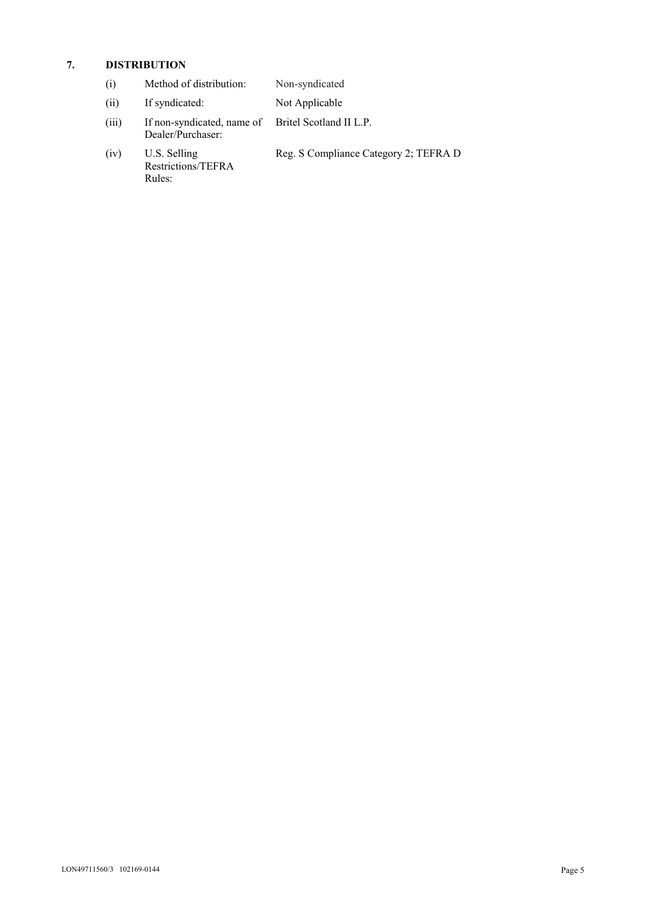## 7. DISTRIBUTION

| | | |
|---|---|---|
| (i) | Method of distribution: | Non-syndicated |
| (ii) | If syndicated: | Not Applicable |
| (iii) | If non-syndicated, name of Dealer/Purchaser: | Britel Scotland II L.P. |
| (iv) | U.S. Selling Restrictions/TEFRA Rules: | Reg. S Compliance Category 2; TEFRA D |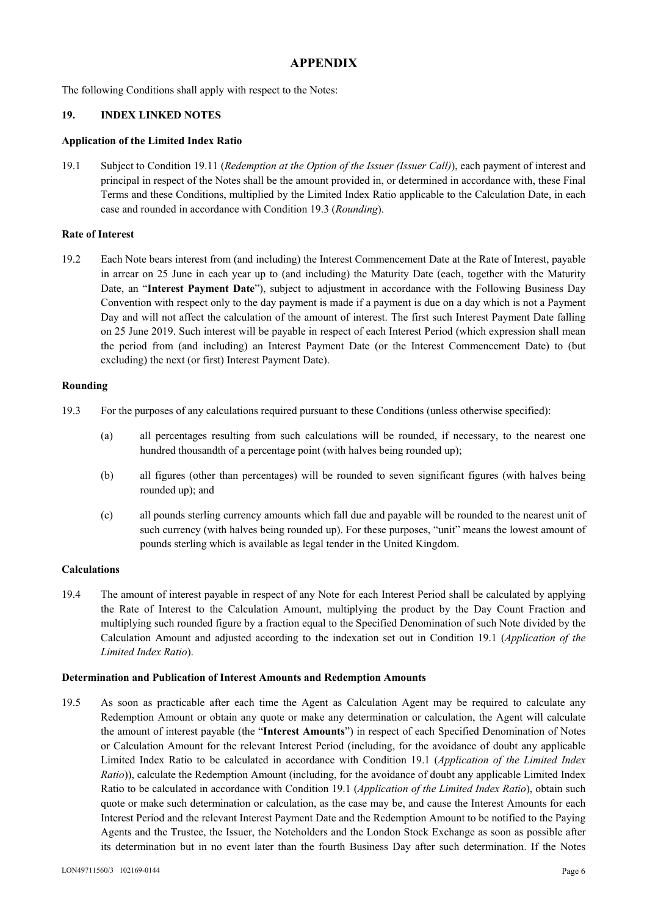# APPENDIX

The following Conditions shall apply with respect to the Notes:

## 19. INDEX LINKED NOTES

### Application of the Limited Index Ratio

19.1 Subject to Condition 19.11 (*Redemption at the Option of the Issuer (Issuer Call)*), each payment of interest and principal in respect of the Notes shall be the amount provided in, or determined in accordance with, these Final Terms and these Conditions, multiplied by the Limited Index Ratio applicable to the Calculation Date, in each case and rounded in accordance with Condition 19.3 (*Rounding*).

### Rate of Interest

19.2 Each Note bears interest from (and including) the Interest Commencement Date at the Rate of Interest, payable in arrear on 25 June in each year up to (and including) the Maturity Date (each, together with the Maturity Date, an "**Interest Payment Date**"), subject to adjustment in accordance with the Following Business Day Convention with respect only to the day payment is made if a payment is due on a day which is not a Payment Day and will not affect the calculation of the amount of interest. The first such Interest Payment Date falling on 25 June 2019. Such interest will be payable in respect of each Interest Period (which expression shall mean the period from (and including) an Interest Payment Date (or the Interest Commencement Date) to (but excluding) the next (or first) Interest Payment Date).

### Rounding

19.3 For the purposes of any calculations required pursuant to these Conditions (unless otherwise specified):

(a) all percentages resulting from such calculations will be rounded, if necessary, to the nearest one hundred thousandth of a percentage point (with halves being rounded up);

(b) all figures (other than percentages) will be rounded to seven significant figures (with halves being rounded up); and

(c) all pounds sterling currency amounts which fall due and payable will be rounded to the nearest unit of such currency (with halves being rounded up). For these purposes, "unit" means the lowest amount of pounds sterling which is available as legal tender in the United Kingdom.

### Calculations

19.4 The amount of interest payable in respect of any Note for each Interest Period shall be calculated by applying the Rate of Interest to the Calculation Amount, multiplying the product by the Day Count Fraction and multiplying such rounded figure by a fraction equal to the Specified Denomination of such Note divided by the Calculation Amount and adjusted according to the indexation set out in Condition 19.1 (*Application of the Limited Index Ratio*).

### Determination and Publication of Interest Amounts and Redemption Amounts

19.5 As soon as practicable after each time the Agent as Calculation Agent may be required to calculate any Redemption Amount or obtain any quote or make any determination or calculation, the Agent will calculate the amount of interest payable (the "**Interest Amounts**") in respect of each Specified Denomination of Notes or Calculation Amount for the relevant Interest Period (including, for the avoidance of doubt any applicable Limited Index Ratio to be calculated in accordance with Condition 19.1 (*Application of the Limited Index Ratio*)), calculate the Redemption Amount (including, for the avoidance of doubt any applicable Limited Index Ratio to be calculated in accordance with Condition 19.1 (*Application of the Limited Index Ratio*), obtain such quote or make such determination or calculation, as the case may be, and cause the Interest Amounts for each Interest Period and the relevant Interest Payment Date and the Redemption Amount to be notified to the Paying Agents and the Trustee, the Issuer, the Noteholders and the London Stock Exchange as soon as possible after its determination but in no event later than the fourth Business Day after such determination. If the Notes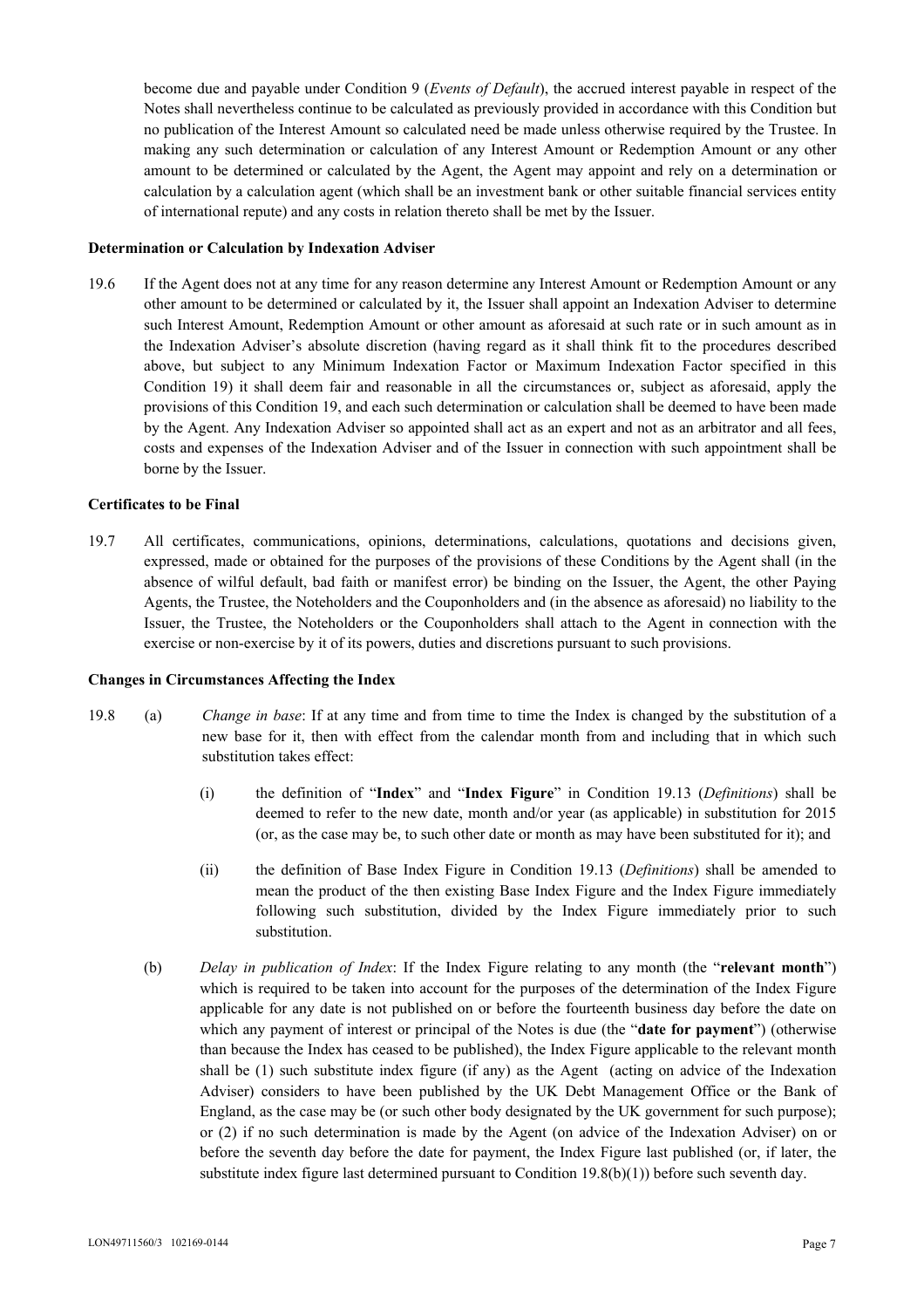become due and payable under Condition 9 (*Events of Default*), the accrued interest payable in respect of the Notes shall nevertheless continue to be calculated as previously provided in accordance with this Condition but no publication of the Interest Amount so calculated need be made unless otherwise required by the Trustee. In making any such determination or calculation of any Interest Amount or Redemption Amount or any other amount to be determined or calculated by the Agent, the Agent may appoint and rely on a determination or calculation by a calculation agent (which shall be an investment bank or other suitable financial services entity of international repute) and any costs in relation thereto shall be met by the Issuer.

**Determination or Calculation by Indexation Adviser**

19.6 If the Agent does not at any time for any reason determine any Interest Amount or Redemption Amount or any other amount to be determined or calculated by it, the Issuer shall appoint an Indexation Adviser to determine such Interest Amount, Redemption Amount or other amount as aforesaid at such rate or in such amount as in the Indexation Adviser's absolute discretion (having regard as it shall think fit to the procedures described above, but subject to any Minimum Indexation Factor or Maximum Indexation Factor specified in this Condition 19) it shall deem fair and reasonable in all the circumstances or, subject as aforesaid, apply the provisions of this Condition 19, and each such determination or calculation shall be deemed to have been made by the Agent. Any Indexation Adviser so appointed shall act as an expert and not as an arbitrator and all fees, costs and expenses of the Indexation Adviser and of the Issuer in connection with such appointment shall be borne by the Issuer.

**Certificates to be Final**

19.7 All certificates, communications, opinions, determinations, calculations, quotations and decisions given, expressed, made or obtained for the purposes of the provisions of these Conditions by the Agent shall (in the absence of wilful default, bad faith or manifest error) be binding on the Issuer, the Agent, the other Paying Agents, the Trustee, the Noteholders and the Couponholders and (in the absence as aforesaid) no liability to the Issuer, the Trustee, the Noteholders or the Couponholders shall attach to the Agent in connection with the exercise or non-exercise by it of its powers, duties and discretions pursuant to such provisions.

**Changes in Circumstances Affecting the Index**

19.8 (a) *Change in base*: If at any time and from time to time the Index is changed by the substitution of a new base for it, then with effect from the calendar month from and including that in which such substitution takes effect:

(i) the definition of "**Index**" and "**Index Figure**" in Condition 19.13 (*Definitions*) shall be deemed to refer to the new date, month and/or year (as applicable) in substitution for 2015 (or, as the case may be, to such other date or month as may have been substituted for it); and

(ii) the definition of Base Index Figure in Condition 19.13 (*Definitions*) shall be amended to mean the product of the then existing Base Index Figure and the Index Figure immediately following such substitution, divided by the Index Figure immediately prior to such substitution.

(b) *Delay in publication of Index*: If the Index Figure relating to any month (the "**relevant month**") which is required to be taken into account for the purposes of the determination of the Index Figure applicable for any date is not published on or before the fourteenth business day before the date on which any payment of interest or principal of the Notes is due (the "**date for payment**") (otherwise than because the Index has ceased to be published), the Index Figure applicable to the relevant month shall be (1) such substitute index figure (if any) as the Agent (acting on advice of the Indexation Adviser) considers to have been published by the UK Debt Management Office or the Bank of England, as the case may be (or such other body designated by the UK government for such purpose); or (2) if no such determination is made by the Agent (on advice of the Indexation Adviser) on or before the seventh day before the date for payment, the Index Figure last published (or, if later, the substitute index figure last determined pursuant to Condition 19.8(b)(1)) before such seventh day.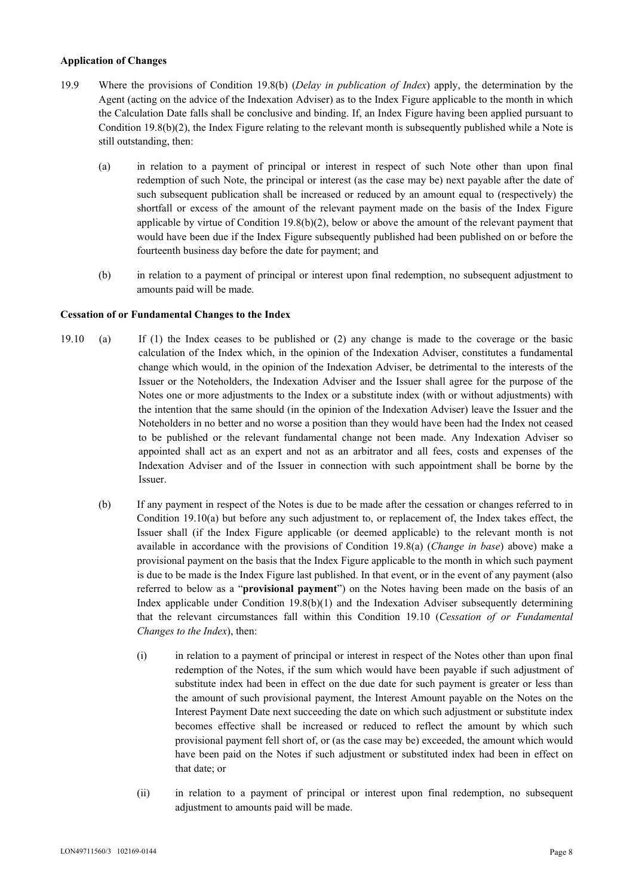**Application of Changes**

19.9 Where the provisions of Condition 19.8(b) (*Delay in publication of Index*) apply, the determination by the Agent (acting on the advice of the Indexation Adviser) as to the Index Figure applicable to the month in which the Calculation Date falls shall be conclusive and binding. If, an Index Figure having been applied pursuant to Condition 19.8(b)(2), the Index Figure relating to the relevant month is subsequently published while a Note is still outstanding, then:

(a) in relation to a payment of principal or interest in respect of such Note other than upon final redemption of such Note, the principal or interest (as the case may be) next payable after the date of such subsequent publication shall be increased or reduced by an amount equal to (respectively) the shortfall or excess of the amount of the relevant payment made on the basis of the Index Figure applicable by virtue of Condition 19.8(b)(2), below or above the amount of the relevant payment that would have been due if the Index Figure subsequently published had been published on or before the fourteenth business day before the date for payment; and

(b) in relation to a payment of principal or interest upon final redemption, no subsequent adjustment to amounts paid will be made.

**Cessation of or Fundamental Changes to the Index**

19.10 (a) If (1) the Index ceases to be published or (2) any change is made to the coverage or the basic calculation of the Index which, in the opinion of the Indexation Adviser, constitutes a fundamental change which would, in the opinion of the Indexation Adviser, be detrimental to the interests of the Issuer or the Noteholders, the Indexation Adviser and the Issuer shall agree for the purpose of the Notes one or more adjustments to the Index or a substitute index (with or without adjustments) with the intention that the same should (in the opinion of the Indexation Adviser) leave the Issuer and the Noteholders in no better and no worse a position than they would have been had the Index not ceased to be published or the relevant fundamental change not been made. Any Indexation Adviser so appointed shall act as an expert and not as an arbitrator and all fees, costs and expenses of the Indexation Adviser and of the Issuer in connection with such appointment shall be borne by the Issuer.

(b) If any payment in respect of the Notes is due to be made after the cessation or changes referred to in Condition 19.10(a) but before any such adjustment to, or replacement of, the Index takes effect, the Issuer shall (if the Index Figure applicable (or deemed applicable) to the relevant month is not available in accordance with the provisions of Condition 19.8(a) (*Change in base*) above) make a provisional payment on the basis that the Index Figure applicable to the month in which such payment is due to be made is the Index Figure last published. In that event, or in the event of any payment (also referred to below as a "**provisional payment**") on the Notes having been made on the basis of an Index applicable under Condition 19.8(b)(1) and the Indexation Adviser subsequently determining that the relevant circumstances fall within this Condition 19.10 (*Cessation of or Fundamental Changes to the Index*), then:

(i) in relation to a payment of principal or interest in respect of the Notes other than upon final redemption of the Notes, if the sum which would have been payable if such adjustment of substitute index had been in effect on the due date for such payment is greater or less than the amount of such provisional payment, the Interest Amount payable on the Notes on the Interest Payment Date next succeeding the date on which such adjustment or substitute index becomes effective shall be increased or reduced to reflect the amount by which such provisional payment fell short of, or (as the case may be) exceeded, the amount which would have been paid on the Notes if such adjustment or substituted index had been in effect on that date; or

(ii) in relation to a payment of principal or interest upon final redemption, no subsequent adjustment to amounts paid will be made.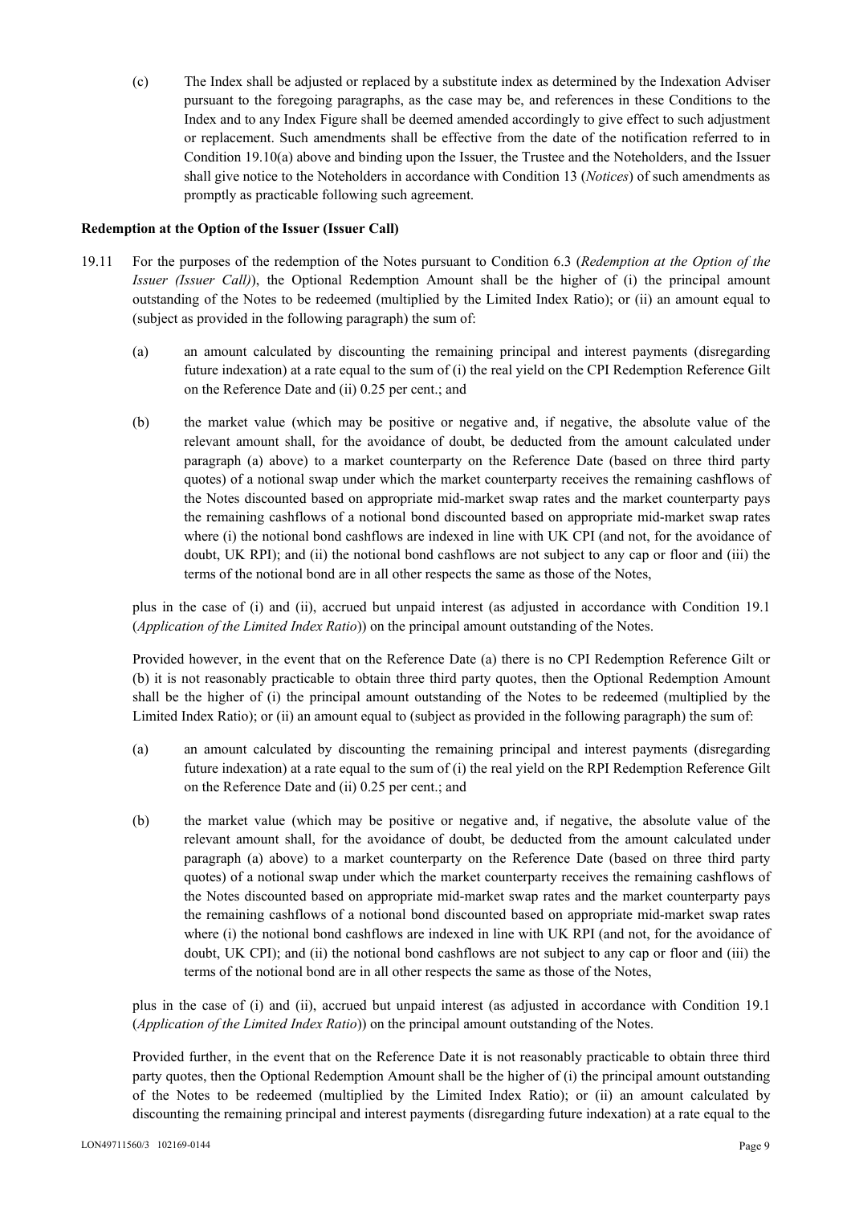(c) The Index shall be adjusted or replaced by a substitute index as determined by the Indexation Adviser pursuant to the foregoing paragraphs, as the case may be, and references in these Conditions to the Index and to any Index Figure shall be deemed amended accordingly to give effect to such adjustment or replacement. Such amendments shall be effective from the date of the notification referred to in Condition 19.10(a) above and binding upon the Issuer, the Trustee and the Noteholders, and the Issuer shall give notice to the Noteholders in accordance with Condition 13 (*Notices*) of such amendments as promptly as practicable following such agreement.

**Redemption at the Option of the Issuer (Issuer Call)**

19.11 For the purposes of the redemption of the Notes pursuant to Condition 6.3 (*Redemption at the Option of the Issuer (Issuer Call)*), the Optional Redemption Amount shall be the higher of (i) the principal amount outstanding of the Notes to be redeemed (multiplied by the Limited Index Ratio); or (ii) an amount equal to (subject as provided in the following paragraph) the sum of:

(a) an amount calculated by discounting the remaining principal and interest payments (disregarding future indexation) at a rate equal to the sum of (i) the real yield on the CPI Redemption Reference Gilt on the Reference Date and (ii) 0.25 per cent.; and

(b) the market value (which may be positive or negative and, if negative, the absolute value of the relevant amount shall, for the avoidance of doubt, be deducted from the amount calculated under paragraph (a) above) to a market counterparty on the Reference Date (based on three third party quotes) of a notional swap under which the market counterparty receives the remaining cashflows of the Notes discounted based on appropriate mid-market swap rates and the market counterparty pays the remaining cashflows of a notional bond discounted based on appropriate mid-market swap rates where (i) the notional bond cashflows are indexed in line with UK CPI (and not, for the avoidance of doubt, UK RPI); and (ii) the notional bond cashflows are not subject to any cap or floor and (iii) the terms of the notional bond are in all other respects the same as those of the Notes,

plus in the case of (i) and (ii), accrued but unpaid interest (as adjusted in accordance with Condition 19.1 (*Application of the Limited Index Ratio*)) on the principal amount outstanding of the Notes.

Provided however, in the event that on the Reference Date (a) there is no CPI Redemption Reference Gilt or (b) it is not reasonably practicable to obtain three third party quotes, then the Optional Redemption Amount shall be the higher of (i) the principal amount outstanding of the Notes to be redeemed (multiplied by the Limited Index Ratio); or (ii) an amount equal to (subject as provided in the following paragraph) the sum of:

(a) an amount calculated by discounting the remaining principal and interest payments (disregarding future indexation) at a rate equal to the sum of (i) the real yield on the RPI Redemption Reference Gilt on the Reference Date and (ii) 0.25 per cent.; and

(b) the market value (which may be positive or negative and, if negative, the absolute value of the relevant amount shall, for the avoidance of doubt, be deducted from the amount calculated under paragraph (a) above) to a market counterparty on the Reference Date (based on three third party quotes) of a notional swap under which the market counterparty receives the remaining cashflows of the Notes discounted based on appropriate mid-market swap rates and the market counterparty pays the remaining cashflows of a notional bond discounted based on appropriate mid-market swap rates where (i) the notional bond cashflows are indexed in line with UK RPI (and not, for the avoidance of doubt, UK CPI); and (ii) the notional bond cashflows are not subject to any cap or floor and (iii) the terms of the notional bond are in all other respects the same as those of the Notes,

plus in the case of (i) and (ii), accrued but unpaid interest (as adjusted in accordance with Condition 19.1 (*Application of the Limited Index Ratio*)) on the principal amount outstanding of the Notes.

Provided further, in the event that on the Reference Date it is not reasonably practicable to obtain three third party quotes, then the Optional Redemption Amount shall be the higher of (i) the principal amount outstanding of the Notes to be redeemed (multiplied by the Limited Index Ratio); or (ii) an amount calculated by discounting the remaining principal and interest payments (disregarding future indexation) at a rate equal to the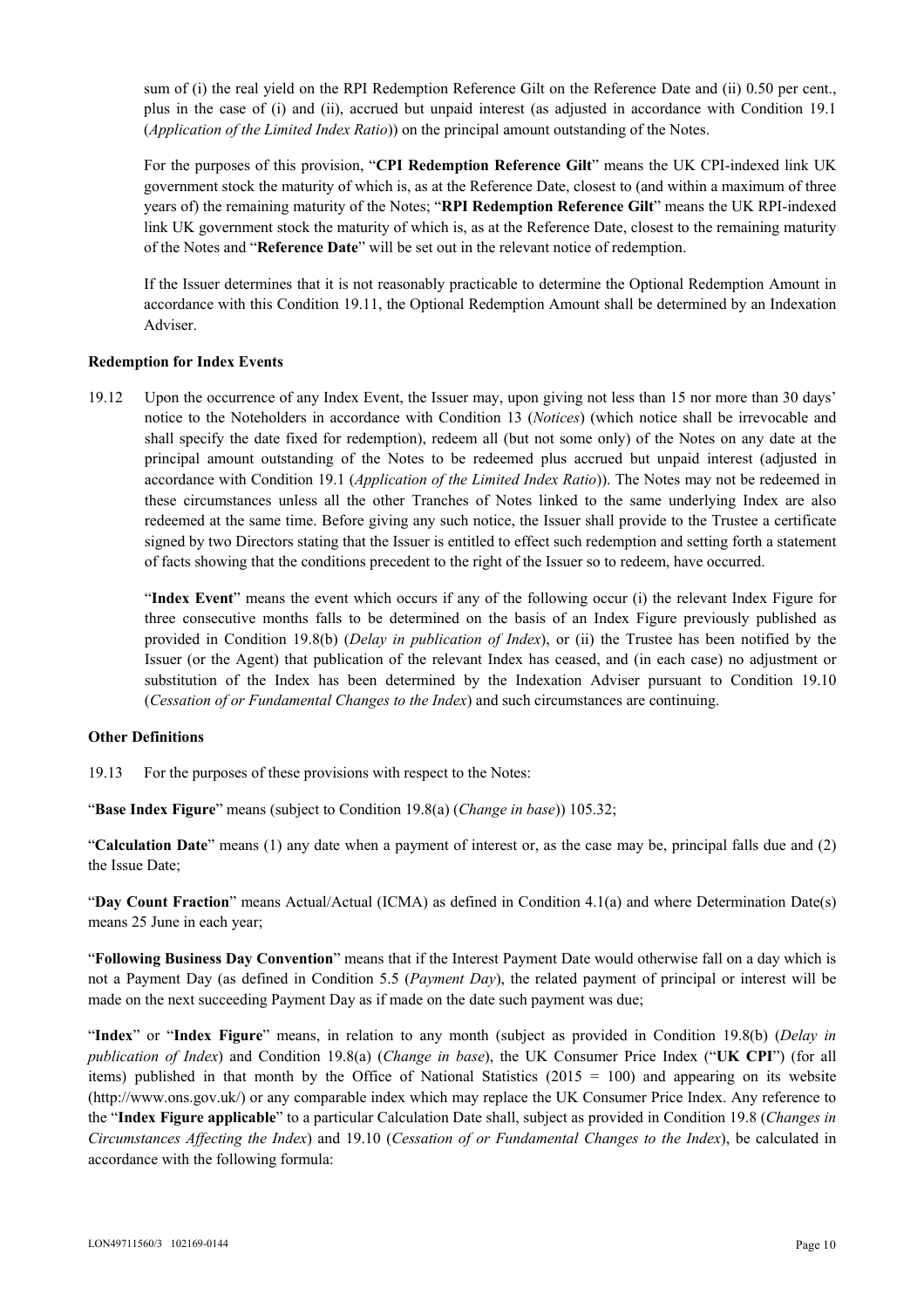sum of (i) the real yield on the RPI Redemption Reference Gilt on the Reference Date and (ii) 0.50 per cent., plus in the case of (i) and (ii), accrued but unpaid interest (as adjusted in accordance with Condition 19.1 (*Application of the Limited Index Ratio*)) on the principal amount outstanding of the Notes.

For the purposes of this provision, "**CPI Redemption Reference Gilt**" means the UK CPI-indexed link UK government stock the maturity of which is, as at the Reference Date, closest to (and within a maximum of three years of) the remaining maturity of the Notes; "**RPI Redemption Reference Gilt**" means the UK RPI-indexed link UK government stock the maturity of which is, as at the Reference Date, closest to the remaining maturity of the Notes and "**Reference Date**" will be set out in the relevant notice of redemption.

If the Issuer determines that it is not reasonably practicable to determine the Optional Redemption Amount in accordance with this Condition 19.11, the Optional Redemption Amount shall be determined by an Indexation Adviser.

**Redemption for Index Events**

19.12 Upon the occurrence of any Index Event, the Issuer may, upon giving not less than 15 nor more than 30 days' notice to the Noteholders in accordance with Condition 13 (*Notices*) (which notice shall be irrevocable and shall specify the date fixed for redemption), redeem all (but not some only) of the Notes on any date at the principal amount outstanding of the Notes to be redeemed plus accrued but unpaid interest (adjusted in accordance with Condition 19.1 (*Application of the Limited Index Ratio*)). The Notes may not be redeemed in these circumstances unless all the other Tranches of Notes linked to the same underlying Index are also redeemed at the same time. Before giving any such notice, the Issuer shall provide to the Trustee a certificate signed by two Directors stating that the Issuer is entitled to effect such redemption and setting forth a statement of facts showing that the conditions precedent to the right of the Issuer so to redeem, have occurred.

"**Index Event**" means the event which occurs if any of the following occur (i) the relevant Index Figure for three consecutive months falls to be determined on the basis of an Index Figure previously published as provided in Condition 19.8(b) (*Delay in publication of Index*), or (ii) the Trustee has been notified by the Issuer (or the Agent) that publication of the relevant Index has ceased, and (in each case) no adjustment or substitution of the Index has been determined by the Indexation Adviser pursuant to Condition 19.10 (*Cessation of or Fundamental Changes to the Index*) and such circumstances are continuing.

**Other Definitions**

19.13 For the purposes of these provisions with respect to the Notes:

"**Base Index Figure**" means (subject to Condition 19.8(a) (*Change in base*)) 105.32;

"**Calculation Date**" means (1) any date when a payment of interest or, as the case may be, principal falls due and (2) the Issue Date;

"**Day Count Fraction**" means Actual/Actual (ICMA) as defined in Condition 4.1(a) and where Determination Date(s) means 25 June in each year;

"**Following Business Day Convention**" means that if the Interest Payment Date would otherwise fall on a day which is not a Payment Day (as defined in Condition 5.5 (*Payment Day*), the related payment of principal or interest will be made on the next succeeding Payment Day as if made on the date such payment was due;

"**Index**" or "**Index Figure**" means, in relation to any month (subject as provided in Condition 19.8(b) (*Delay in publication of Index*) and Condition 19.8(a) (*Change in base*), the UK Consumer Price Index ("**UK CPI**") (for all items) published in that month by the Office of National Statistics (2015 = 100) and appearing on its website (http://www.ons.gov.uk/) or any comparable index which may replace the UK Consumer Price Index. Any reference to the "**Index Figure applicable**" to a particular Calculation Date shall, subject as provided in Condition 19.8 (*Changes in Circumstances Affecting the Index*) and 19.10 (*Cessation of or Fundamental Changes to the Index*), be calculated in accordance with the following formula: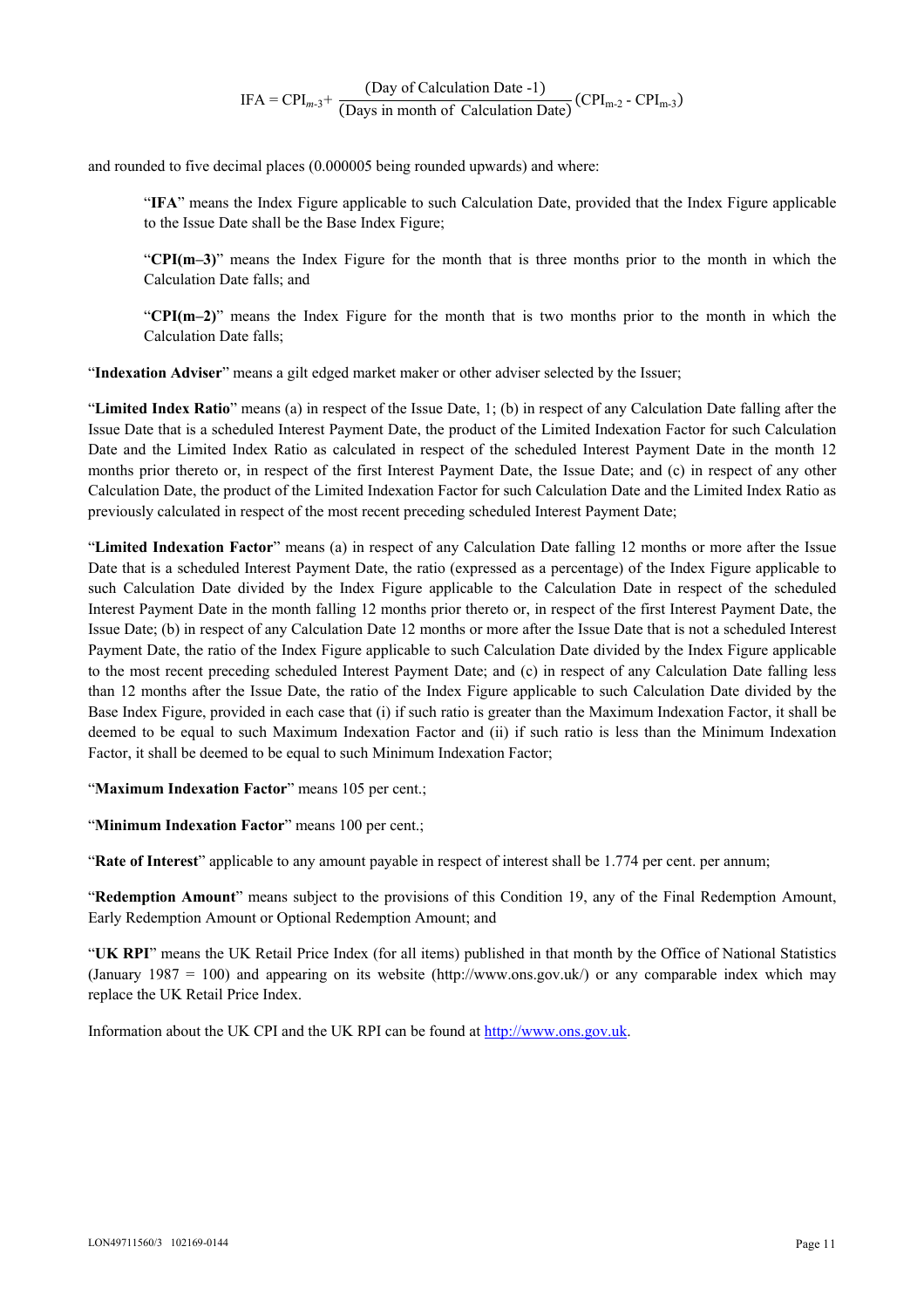$$\text{IFA} = \text{CPI}_{m\text{-}3} + \frac{(\text{Day of Calculation Date -1})}{(\text{Days in month of Calculation Date})}(\text{CPI}_{\text{m-2}} - \text{CPI}_{\text{m-3}})$$

and rounded to five decimal places (0.000005 being rounded upwards) and where:

> "**IFA**" means the Index Figure applicable to such Calculation Date, provided that the Index Figure applicable to the Issue Date shall be the Base Index Figure;
>
> "**CPI(m–3)**" means the Index Figure for the month that is three months prior to the month in which the Calculation Date falls; and
>
> "**CPI(m–2)**" means the Index Figure for the month that is two months prior to the month in which the Calculation Date falls;

"**Indexation Adviser**" means a gilt edged market maker or other adviser selected by the Issuer;

"**Limited Index Ratio**" means (a) in respect of the Issue Date, 1; (b) in respect of any Calculation Date falling after the Issue Date that is a scheduled Interest Payment Date, the product of the Limited Indexation Factor for such Calculation Date and the Limited Index Ratio as calculated in respect of the scheduled Interest Payment Date in the month 12 months prior thereto or, in respect of the first Interest Payment Date, the Issue Date; and (c) in respect of any other Calculation Date, the product of the Limited Indexation Factor for such Calculation Date and the Limited Index Ratio as previously calculated in respect of the most recent preceding scheduled Interest Payment Date;

"**Limited Indexation Factor**" means (a) in respect of any Calculation Date falling 12 months or more after the Issue Date that is a scheduled Interest Payment Date, the ratio (expressed as a percentage) of the Index Figure applicable to such Calculation Date divided by the Index Figure applicable to the Calculation Date in respect of the scheduled Interest Payment Date in the month falling 12 months prior thereto or, in respect of the first Interest Payment Date, the Issue Date; (b) in respect of any Calculation Date 12 months or more after the Issue Date that is not a scheduled Interest Payment Date, the ratio of the Index Figure applicable to such Calculation Date divided by the Index Figure applicable to the most recent preceding scheduled Interest Payment Date; and (c) in respect of any Calculation Date falling less than 12 months after the Issue Date, the ratio of the Index Figure applicable to such Calculation Date divided by the Base Index Figure, provided in each case that (i) if such ratio is greater than the Maximum Indexation Factor, it shall be deemed to be equal to such Maximum Indexation Factor and (ii) if such ratio is less than the Minimum Indexation Factor, it shall be deemed to be equal to such Minimum Indexation Factor;

"**Maximum Indexation Factor**" means 105 per cent.;

"**Minimum Indexation Factor**" means 100 per cent.;

"**Rate of Interest**" applicable to any amount payable in respect of interest shall be 1.774 per cent. per annum;

"**Redemption Amount**" means subject to the provisions of this Condition 19, any of the Final Redemption Amount, Early Redemption Amount or Optional Redemption Amount; and

"**UK RPI**" means the UK Retail Price Index (for all items) published in that month by the Office of National Statistics (January 1987 = 100) and appearing on its website (http://www.ons.gov.uk/) or any comparable index which may replace the UK Retail Price Index.

Information about the UK CPI and the UK RPI can be found at http://www.ons.gov.uk.